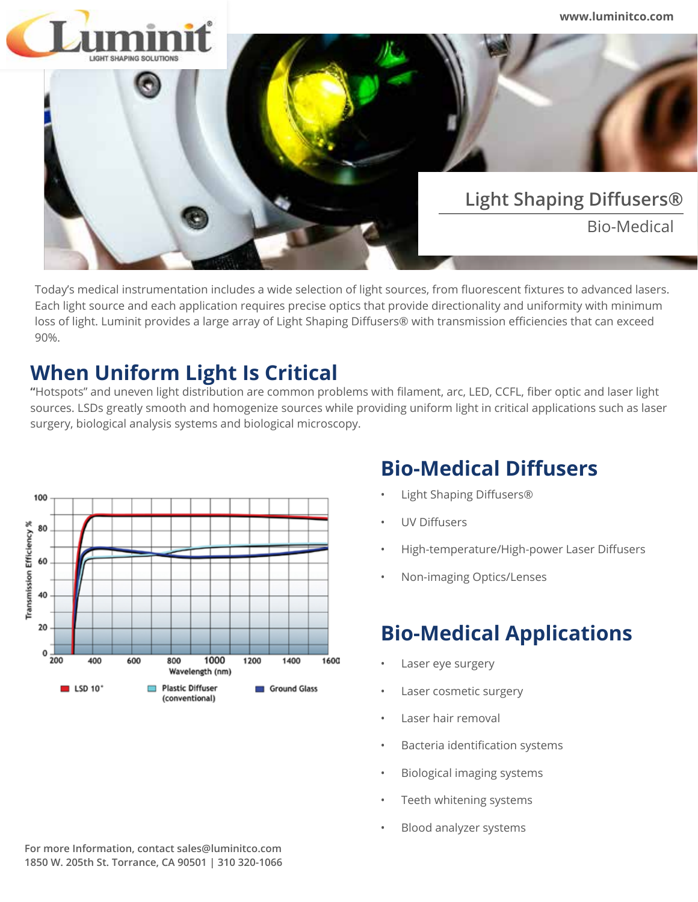# Light Shaping Diffusers®

## Bio-Medical

Today's medical instrumentation includes a wide selection of light sources, from fluorescent fixtures to advanced lasers. Each light source and each application requires precise optics that provide directionality and uniformity with minimum loss of light. Luminit provides a large array of Light Shaping Diffusers® with transmission efficiencies that can exceed 90%.

## When Uniform Light Is Critical

"Hotspots" and uneven light distribution are common problems with filament, arc, LED, CCFL, fiber optic and laser light sources. LSDs greatly smooth and homogenize sources while providing uniform light in critical applications such as laser surgery, biological analysis systems and biological microscopy.

## Bio-Medical Diffusers

- Light Shaping Diffusers®
- UV Diffusers
- High-temperature/High-power Laser Diffusers
- Non-imaging Optics/Lenses

## Bio-Medical Applications

- Laser eye surgery
- Laser cosmetic surgery
- Laser hair removal
- Bacteria identification systems
- Biological imaging systems
- Teeth whitening systems
- Blood analyzer systems

For more Information, contact sales@luminitco.com
1850 W. 205th St. Torrance, CA 90501 | 310 320-1066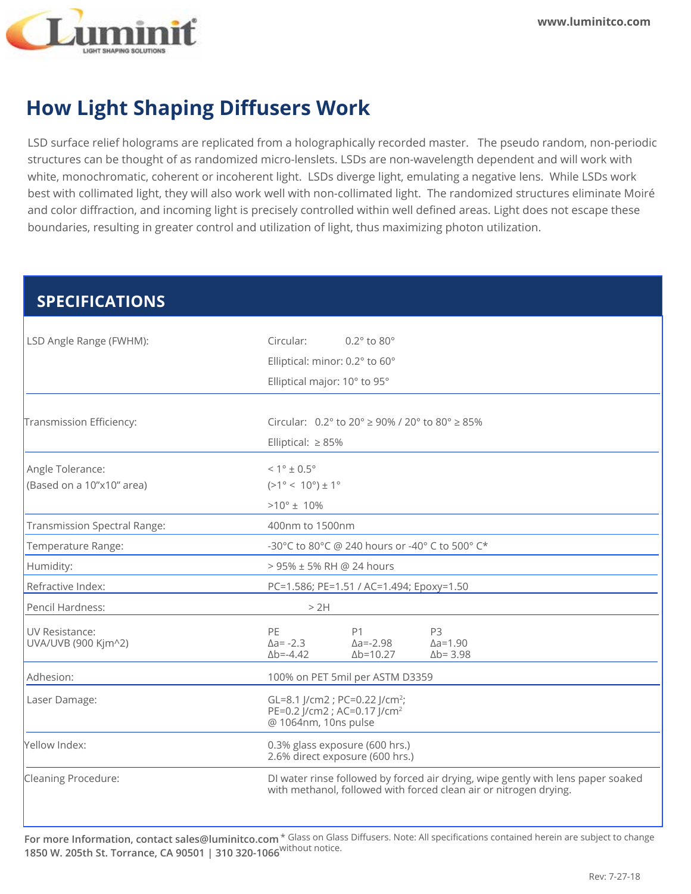# How Light Shaping Diffusers Work

LSD surface relief holograms are replicated from a holographically recorded master. The pseudo random, non-periodic structures can be thought of as randomized micro-lenslets. LSDs are non-wavelength dependent and will work with white, monochromatic, coherent or incoherent light. LSDs diverge light, emulating a negative lens. While LSDs work best with collimated light, they will also work well with non-collimated light. The randomized structures eliminate Moiré and color diffraction, and incoming light is precisely controlled within well defined areas. Light does not escape these boundaries, resulting in greater control and utilization of light, thus maximizing photon utilization.

## SPECIFICATIONS

| | |
|---|---|
| LSD Angle Range (FWHM): | Circular: 0.2° to 80°<br>Elliptical: minor: 0.2° to 60°<br>Elliptical major: 10° to 95° |
| Transmission Efficiency: | Circular: 0.2° to 20° ≥ 90% / 20° to 80° ≥ 85%<br>Elliptical: ≥ 85% |
| Angle Tolerance:<br>(Based on a 10"x10" area) | < 1° ± 0.5°<br>(>1° < 10°) ± 1°<br>>10° ± 10% |
| Transmission Spectral Range: | 400nm to 1500nm |
| Temperature Range: | -30°C to 80°C @ 240 hours or -40° C to 500° C* |
| Humidity: | > 95% ± 5% RH @ 24 hours |
| Refractive Index: | PC=1.586; PE=1.51 / AC=1.494; Epoxy=1.50 |
| Pencil Hardness: | > 2H |
| UV Resistance:<br>UVA/UVB (900 Kjm^2) | PE: Δa= -2.3, Δb=-4.42<br>P1: Δa=-2.98, Δb=10.27<br>P3: Δa=1.90, Δb= 3.98 |
| Adhesion: | 100% on PET 5mil per ASTM D3359 |
| Laser Damage: | GL=8.1 J/cm2 ; PC=0.22 J/cm$^2$;<br>PE=0.2 J/cm2 ; AC=0.17 J/cm$^2$<br>@ 1064nm, 10ns pulse |
| Yellow Index: | 0.3% glass exposure (600 hrs.)<br>2.6% direct exposure (600 hrs.) |
| Cleaning Procedure: | DI water rinse followed by forced air drying, wipe gently with lens paper soaked with methanol, followed with forced clean air or nitrogen drying. |

**For more Information, contact sales@luminitco.com**
**1850 W. 205th St. Torrance, CA 90501 | 310 320-1066**

* Glass on Glass Diffusers. Note: All specifications contained herein are subject to change without notice.

Rev: 7-27-18